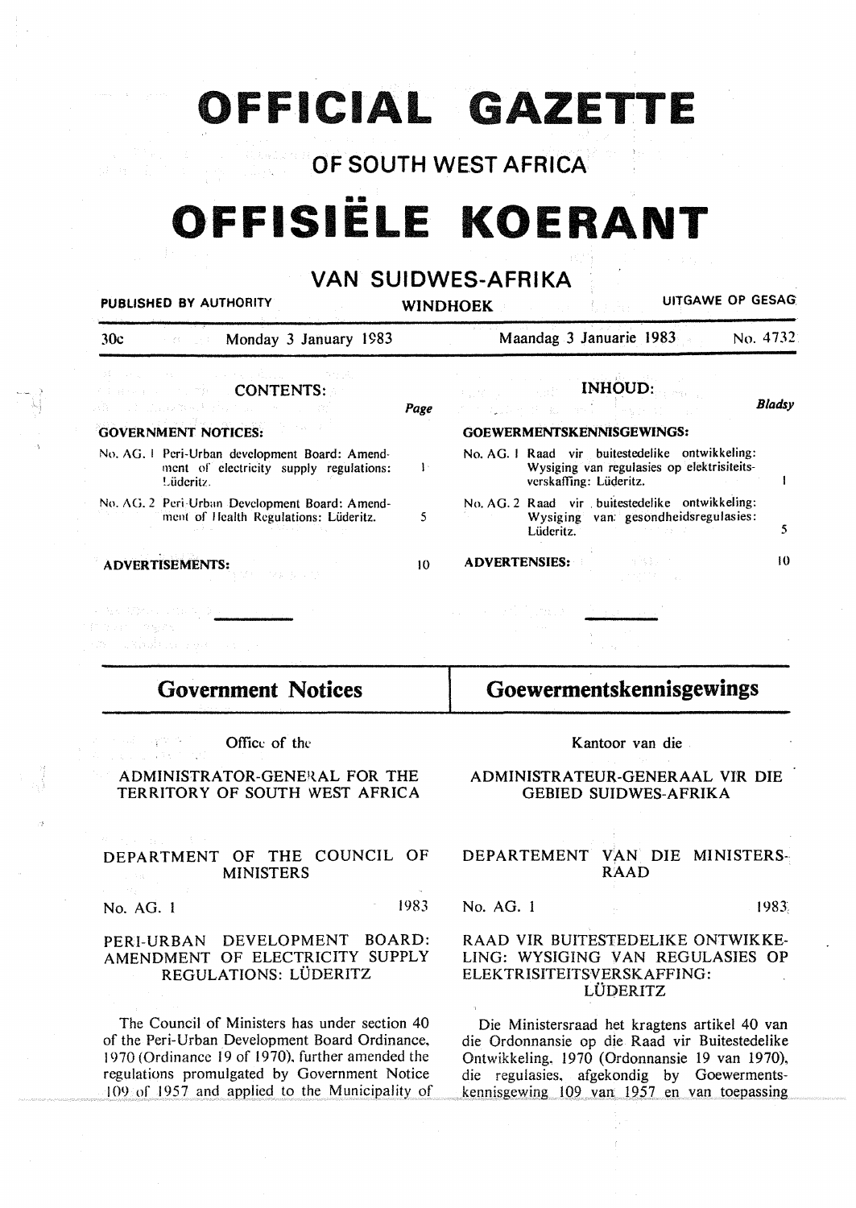# OFFICIAL GAZETTE

## OF SOUTH WEST AFRICA

# OFFISIËLE KOERANT

## VAN SUIDWES-AFRIKA

PUBLISHED BY AUTHORITY — WINDHOEK — UITGAWE OP GESAG

30c — Monday 3 January 1983 — Maandag 3 Januarie 1983 — No. 4732

### CONTENTS:

| | Page |
|---|---|
| **GOVERNMENT NOTICES:** | |
| No. AG. 1 Peri-Urban development Board: Amendment of electricity supply regulations: Lüderitz. | 1 |
| No. AG. 2 Peri-Urban Development Board: Amendment of Health Regulations: Lüderitz. | 5 |
| **ADVERTISEMENTS:** | 10 |

### INHOUD:

| | Bladsy |
|---|---|
| **GOEWERMENTSKENNISGEWINGS:** | |
| No. AG. 1 Raad vir buitestedelike ontwikkeling: Wysiging van regulasies op elektrisiteitsverskaffing: Lüderitz. | 1 |
| No. AG. 2 Raad vir buitestedelike ontwikkeling: Wysiging van gesondheidsregulasies: Lüderitz. | 5 |
| **ADVERTENSIES:** | 10 |

---

## Government Notices

Office of the

ADMINISTRATOR-GENERAL FOR THE TERRITORY OF SOUTH WEST AFRICA

DEPARTMENT OF THE COUNCIL OF MINISTERS

No. AG. 1 — 1983

### PERI-URBAN DEVELOPMENT BOARD: AMENDMENT OF ELECTRICITY SUPPLY REGULATIONS: LÜDERITZ

The Council of Ministers has under section 40 of the Peri-Urban Development Board Ordinance, 1970 (Ordinance 19 of 1970), further amended the regulations promulgated by Government Notice 109 of 1957 and applied to the Municipality of

## Goewermentskennisgewings

Kantoor van die

ADMINISTRATEUR-GENERAAL VIR DIE GEBIED SUIDWES-AFRIKA

DEPARTEMENT VAN DIE MINISTERSRAAD

No. AG. 1 — 1983

### RAAD VIR BUITESTEDELIKE ONTWIKKELING: WYSIGING VAN REGULASIES OP ELEKTRISITEITSVERSKAFFING: LÜDERITZ

Die Ministersraad het kragtens artikel 40 van die Ordonnansie op die Raad vir Buitestedelike Ontwikkeling, 1970 (Ordonnansie 19 van 1970), die regulasies, afgekondig by Goewermentskennisgewing 109 van 1957 en van toepassing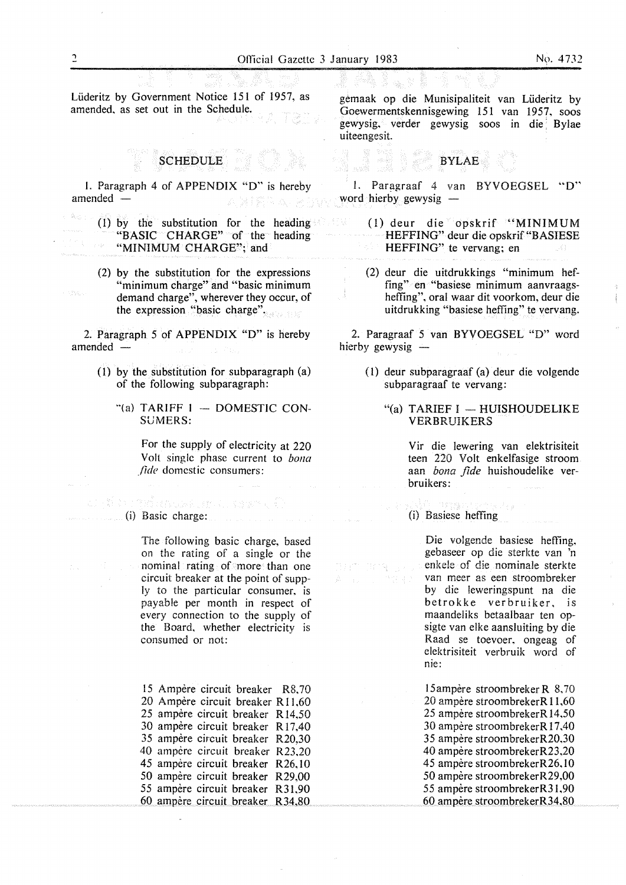Lüderitz by Government Notice 151 of 1957, as amended, as set out in the Schedule.

## SCHEDULE

1. Paragraph 4 of APPENDIX "D" is hereby amended —

   (1) by the substitution for the heading "BASIC CHARGE" of the heading "MINIMUM CHARGE"; and

   (2) by the substitution for the expressions "minimum charge" and "basic minimum demand charge", wherever they occur, of the expression "basic charge".

2. Paragraph 5 of APPENDIX "D" is hereby amended —

   (1) by the substitution for subparagraph (a) of the following subparagraph:

   "(a) TARIFF I — DOMESTIC CONSUMERS:

   For the supply of electricity at 220 Volt single phase current to *bona fide* domestic consumers:

   (i) Basic charge:

   The following basic charge, based on the rating of a single or the nominal rating of more than one circuit breaker at the point of supply to the particular consumer, is payable per month in respect of every connection to the supply of the Board, whether electricity is consumed or not:

   15 Ampère circuit breaker R8,70
   20 Ampère circuit breaker R11,60
   25 ampère circuit breaker R14,50
   30 ampère circuit breaker R17,40
   35 ampère circuit breaker R20,30
   40 ampère circuit breaker R23,20
   45 ampère circuit breaker R26,10
   50 ampère circuit breaker R29,00
   55 ampère circuit breaker R31,90
   60 ampère circuit breaker R34,80

gemaak op die Munisipaliteit van Lüderitz by Goewermentskennisgewing 151 van 1957, soos gewysig, verder gewysig soos in die Bylae uiteengesit.

## BYLAE

1. Paragraaf 4 van BYVOEGSEL "D" word hierby gewysig —

   (1) deur die opskrif "MINIMUM HEFFING" deur die opskrif "BASIESE HEFFING" te vervang; en

   (2) deur die uitdrukkings "minimum heffing" en "basiese minimum aanvraagsheffing", oral waar dit voorkom, deur die uitdrukking "basiese heffing" te vervang.

2. Paragraaf 5 van BYVOEGSEL "D" word hierby gewysig —

   (1) deur subparagraaf (a) deur die volgende subparagraaf te vervang:

   "(a) TARIEF I — HUISHOUDELIKE VERBRUIKERS

   Vir die lewering van elektrisiteit teen 220 Volt enkelfasige stroom aan *bona fide* huishoudelike verbruikers:

   (i) Basiese heffing

   Die volgende basiese heffing, gebaseer op die sterkte van 'n enkele of die nominale sterkte van meer as een stroombreker by die leweringspunt na die betrokke verbruiker, is maandeliks betaalbaar ten opsigte van elke aansluiting by die Raad se toevoer, ongeag of elektrisiteit verbruik word of nie:

   15ampère stroombreker R 8,70
   20 ampère stroombreker R11,60
   25 ampère stroombreker R14,50
   30 ampère stroombreker R17,40
   35 ampère stroombreker R20,30
   40 ampère stroombreker R23,20
   45 ampère stroombreker R26,10
   50 ampère stroombreker R29,00
   55 ampère stroombreker R31,90
   60 ampère stroombreker R34,80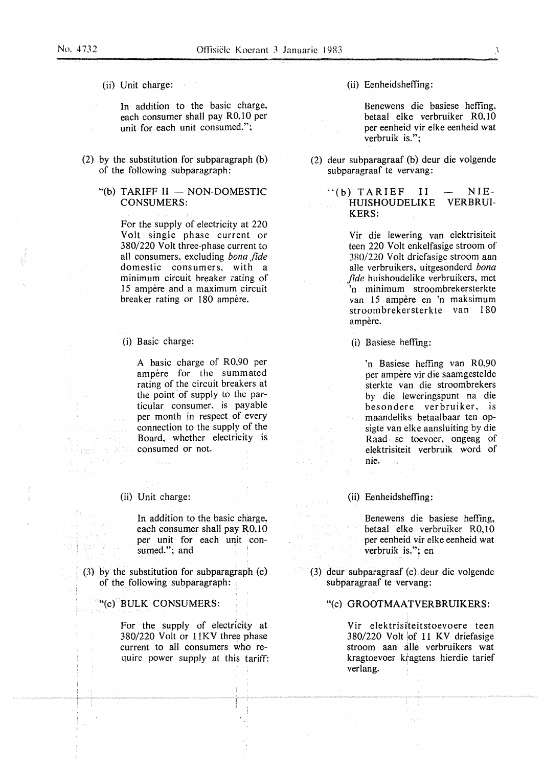(ii) Unit charge:

In addition to the basic charge, each consumer shall pay R0,10 per unit for each unit consumed.";

(2) by the substitution for subparagraph (b) of the following subparagraph:

"(b) TARIFF II — NON-DOMESTIC CONSUMERS:

For the supply of electricity at 220 Volt single phase current or 380/220 Volt three-phase current to all consumers, excluding *bona fide* domestic consumers, with a minimum circuit breaker rating of 15 ampère and a maximum circuit breaker rating or 180 ampère.

(i) Basic charge:

A basic charge of R0,90 per ampère for the summated rating of the circuit breakers at the point of supply to the particular consumer, is payable per month in respect of every connection to the supply of the Board, whether electricity is consumed or not.

(ii) Unit charge:

In addition to the basic charge, each consumer shall pay R0,10 per unit for each unit consumed."; and

(3) by the substitution for subparagraph (c) of the following subparagraph:

"(c) BULK CONSUMERS:

For the supply of electricity at 380/220 Volt or 11KV three phase current to all consumers who require power supply at this tariff:

(ii) Eenheidsheffing:

Benewens die basiese heffing, betaal elke verbruiker R0,10 per eenheid vir elke eenheid wat verbruik is.";

(2) deur subparagraaf (b) deur die volgende subparagraaf te vervang:

"(b) TARIEF II — NIE-HUISHOUDELIKE VERBRUIKERS:

Vir die lewering van elektrisiteit teen 220 Volt enkelfasige stroom of 380/220 Volt driefasige stroom aan alle verbruikers, uitgesonderd *bona fide* huishoudelike verbruikers, met 'n minimum stroombrekersterkte van 15 ampère en 'n maksimum stroombrekersterkte van 180 ampère.

(i) Basiese heffing:

'n Basiese heffing van R0,90 per ampère vir die saamgestelde sterkte van die stroombrekers by die leweringspunt na die besondere verbruiker, is maandeliks betaalbaar ten opsigte van elke aansluiting by die Raad se toevoer, ongeag of elektrisiteit verbruik word of nie.

(ii) Eenheidsheffing:

Benewens die basiese heffing, betaal elke verbruiker R0,10 per eenheid vir elke eenheid wat verbruik is."; en

(3) deur subparagraaf (c) deur die volgende subparagraaf te vervang:

"(c) GROOTMAATVERBRUIKERS:

Vir elektrisiteitstoevoere teen 380/220 Volt of 11 KV driefasige stroom aan alle verbruikers wat kragtoevoer kragtens hierdie tarief verlang.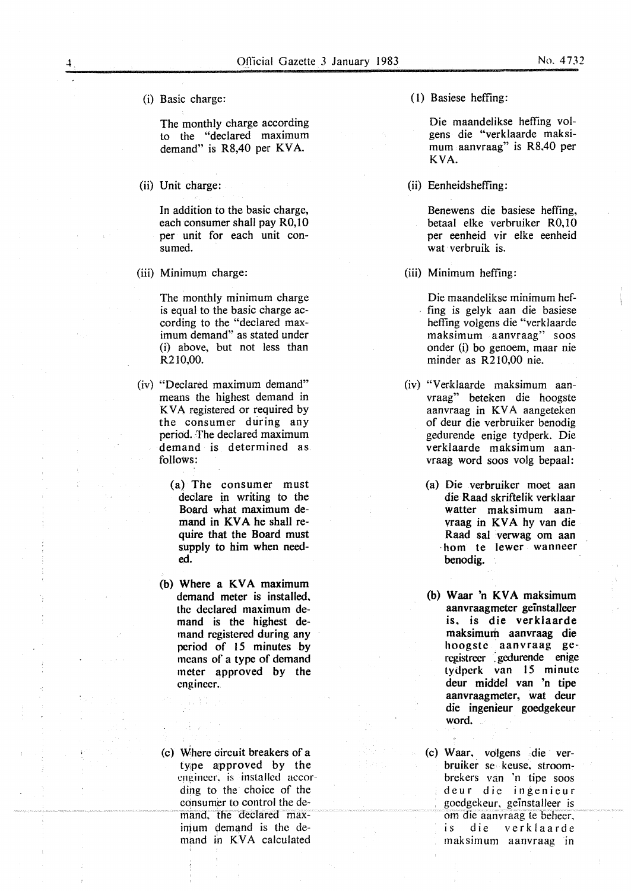(i) Basic charge:

The monthly charge according to the "declared maximum demand" is R8,40 per KVA.

(ii) Unit charge:

In addition to the basic charge, each consumer shall pay R0,10 per unit for each unit consumed.

(iii) Minimum charge:

The monthly minimum charge is equal to the basic charge according to the "declared maximum demand" as stated under (i) above, but not less than R210,00.

(iv) "Declared maximum demand" means the highest demand in KVA registered or required by the consumer during any period. The declared maximum demand is determined as follows:

(a) The consumer must declare in writing to the Board what maximum demand in KVA he shall require that the Board must supply to him when needed.

(b) Where a KVA maximum demand meter is installed, the declared maximum demand is the highest demand registered during any period of 15 minutes by means of a type of demand meter approved by the engineer.

(c) Where circuit breakers of a type approved by the engineer, is installed according to the choice of the consumer to control the demand, the declared maximum demand is the demand in KVA calculated

(1) Basiese heffing:

Die maandelikse heffing volgens die "verklaarde maksimum aanvraag" is R8,40 per KVA.

(ii) Eenheidsheffing:

Benewens die basiese heffing, betaal elke verbruiker R0,10 per eenheid vir elke eenheid wat verbruik is.

(iii) Minimum heffing:

Die maandelikse minimum heffing is gelyk aan die basiese heffing volgens die "verklaarde maksimum aanvraag" soos onder (i) bo genoem, maar nie minder as R210,00 nie.

(iv) "Verklaarde maksimum aanvraag" beteken die hoogste aanvraag in KVA aangeteken of deur die verbruiker benodig gedurende enige tydperk. Die verklaarde maksimum aanvraag word soos volg bepaal:

(a) Die verbruiker moet aan die Raad skriftelik verklaar watter maksimum aanvraag in KVA hy van die Raad sal verwag om aan hom te lewer wanneer benodig.

(b) Waar 'n KVA maksimum aanvraagmeter geïnstalleer is, is die verklaarde maksimum aanvraag die hoogste aanvraag geregistreer gedurende enige tydperk van 15 minute deur middel van 'n tipe aanvraagmeter, wat deur die ingenieur goedgekeur word.

(c) Waar, volgens die verbruiker se keuse, stroombrekers van 'n tipe soos deur die ingenieur goedgekeur, geïnstalleer is om die aanvraag te beheer, is die verklaarde maksimum aanvraag in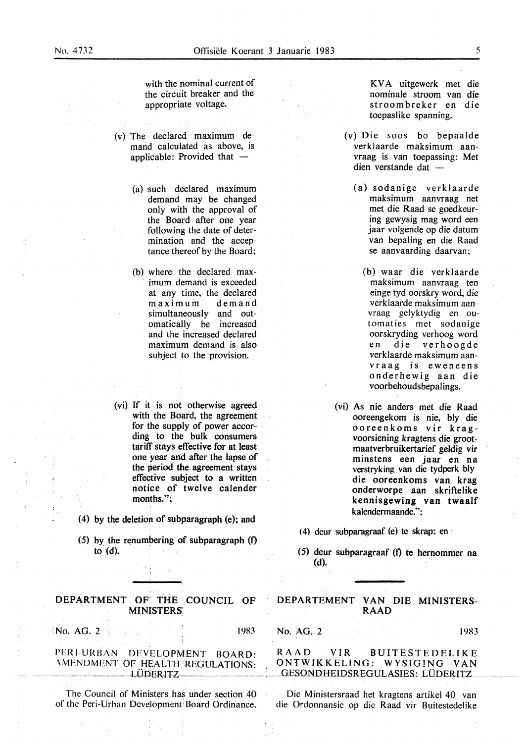with the nominal current of the circuit breaker and the appropriate voltage.

(v) The declared maximum demand calculated as above, is applicable: Provided that —

(a) such declared maximum demand may be changed only with the approval of the Board after one year following the date of determination and the acceptance thereof by the Board;

(b) where the declared maximum demand is exceeded at any time, the declared maximum demand simultaneously and outomatically be increased and the increased declared maximum demand is also subject to the provision.

(vi) If it is not otherwise agreed with the Board, the agreement for the supply of power according to the bulk consumers tariff stays effective for at least one year and after the lapse of the period the agreement stays effective subject to a written notice of twelve calender months.";

(4) by the deletion of subparagraph (e); and

(5) by the renumbering of subparagraph (f) to (d).

KVA uitgewerk met die nominale stroom van die stroombreker en die toepaslike spanning.

(v) Die soos bo bepaalde verklaarde maksimum aanvraag is van toepassing: Met dien verstande dat —

(a) sodanige verklaarde maksimum aanvraag net met die Raad se goedkeuring gewysig mag word een jaar volgende op die datum van bepaling en die Raad se aanvaarding daarvan;

(b) waar die verklaarde maksimum aanvraag ten einge tyd oorskry word, die verklaarde maksimum aanvraag gelyktydig en outomaties met sodanige oorskryding verhoog word en die verhoogde verklaarde maksimum aanvraag is eweneens onderhewig aan die voorbehoudsbepalings.

(vi) As nie anders met die Raad ooreengekom is nie, bly die ooreenkoms vir kragvoorsiening kragtens die grootmaatverbruikertarief geldig vir minstens een jaar en na verstryking van die tydperk bly die ooreenkoms van krag onderworpe aan skriftelike kennisgewing van twaalf kalendermaande.";

(4) deur subparagraaf (e) te skrap; en

(5) deur subparagraaf (f) te hernommer na (d).

---

## DEPARTMENT OF THE COUNCIL OF MINISTERS

No. AG. 2 1983

### PERI-URBAN DEVELOPMENT BOARD: AMENDMENT OF HEALTH REGULATIONS: LÜDERITZ

The Council of Ministers has under section 40 of the Peri-Urban Development Board Ordinance,

## DEPARTEMENT VAN DIE MINISTERSRAAD

No. AG. 2 1983

### RAAD VIR BUITESTEDELIKE ONTWIKKELING: WYSIGING VAN GESONDHEIDSREGULASIES: LÜDERITZ

Die Ministersraad het kragtens artikel 40 van die Ordonnansie op die Raad vir Buitestedelike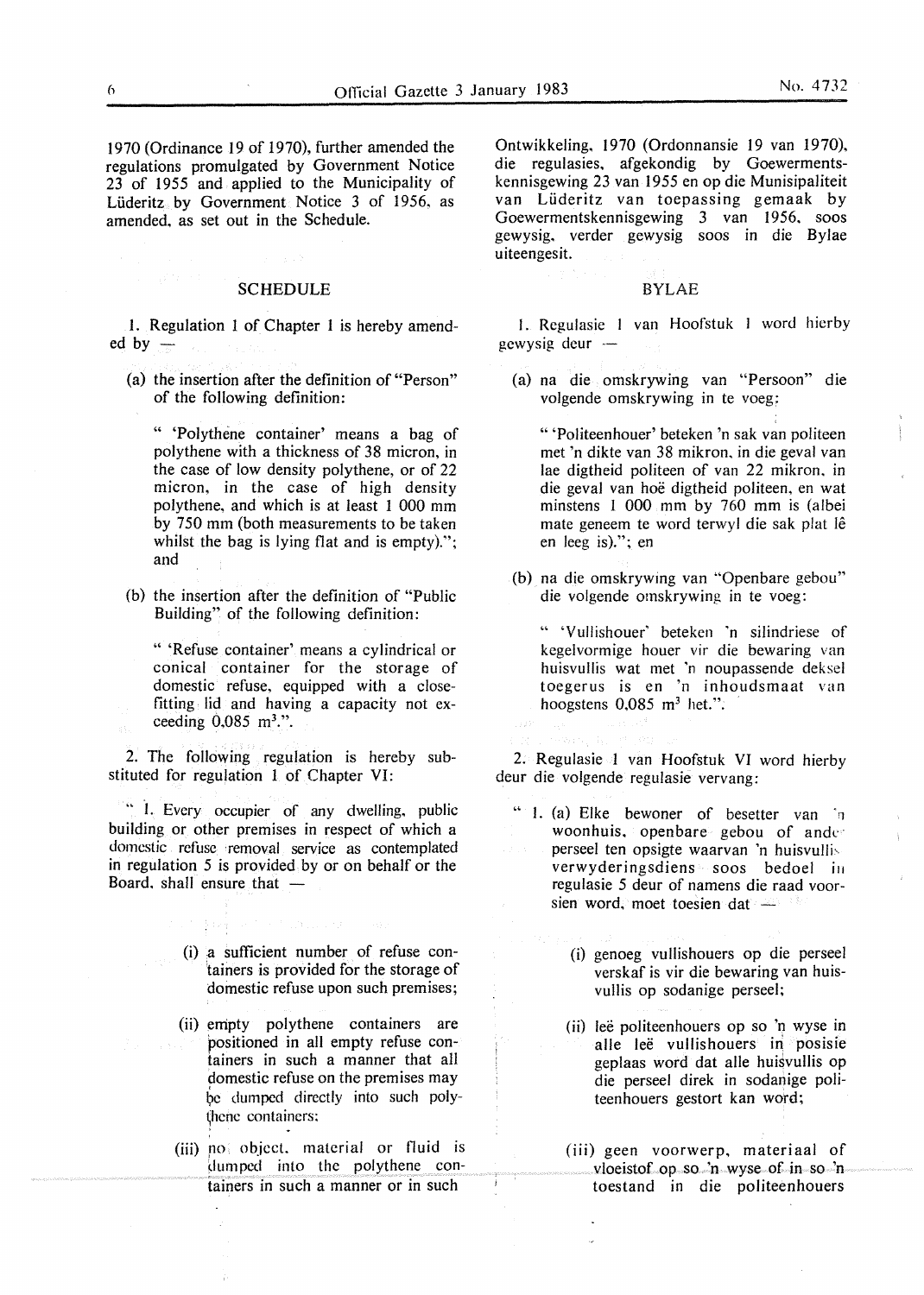1970 (Ordinance 19 of 1970), further amended the regulations promulgated by Government Notice 23 of 1955 and applied to the Municipality of Lüderitz by Government Notice 3 of 1956, as amended, as set out in the Schedule.

## SCHEDULE

1. Regulation 1 of Chapter 1 is hereby amended by —

(a) the insertion after the definition of "Person" of the following definition:

" 'Polythene container' means a bag of polythene with a thickness of 38 micron, in the case of low density polythene, or of 22 micron, in the case of high density polythene, and which is at least 1 000 mm by 750 mm (both measurements to be taken whilst the bag is lying flat and is empty)."; and

(b) the insertion after the definition of "Public Building" of the following definition:

" 'Refuse container' means a cylindrical or conical container for the storage of domestic refuse, equipped with a close-fitting lid and having a capacity not exceeding 0,085 $m^3$.".

2. The following regulation is hereby substituted for regulation 1 of Chapter VI:

" 1. Every occupier of any dwelling, public building or other premises in respect of which a domestic refuse removal service as contemplated in regulation 5 is provided by or on behalf or the Board, shall ensure that —

(i) a sufficient number of refuse containers is provided for the storage of domestic refuse upon such premises;

(ii) empty polythene containers are positioned in all empty refuse containers in such a manner that all domestic refuse on the premises may be dumped directly into such polythene containers;

(iii) no object, material or fluid is dumped into the polythene containers in such a manner or in such

Ontwikkeling, 1970 (Ordonnansie 19 van 1970), die regulasies, afgekondig by Goewermentskennisgewing 23 van 1955 en op die Munisipaliteit van Lüderitz van toepassing gemaak by Goewermentskennisgewing 3 van 1956, soos gewysig, verder gewysig soos in die Bylae uiteengesit.

## BYLAE

1. Regulasie 1 van Hoofstuk 1 word hierby gewysig deur —

(a) na die omskrywing van "Persoon" die volgende omskrywing in te voeg:

" 'Politeenhouer' beteken 'n sak van politeen met 'n dikte van 38 mikron, in die geval van lae digtheid politeen of van 22 mikron, in die geval van hoë digtheid politeen, en wat minstens 1 000 mm by 760 mm is (albei mate geneem te word terwyl die sak plat lê en leeg is)."; en

(b) na die omskrywing van "Openbare gebou" die volgende omskrywing in te voeg:

" 'Vullishouer' beteken 'n silindriese of kegelvormige houer vir die bewaring van huisvullis wat met 'n noupassende deksel toegerus is en 'n inhoudsmaat van hoogstens 0,085 $m^3$ het.".

2. Regulasie 1 van Hoofstuk VI word hierby deur die volgende regulasie vervang:

" 1. (a) Elke bewoner of besetter van 'n woonhuis, openbare gebou of ander perseel ten opsigte waarvan 'n huisvullis verwyderingsdiens soos bedoel in regulasie 5 deur of namens die raad voorsien word, moet toesien dat —

(i) genoeg vullishouers op die perseel verskaf is vir die bewaring van huisvullis op sodanige perseel;

(ii) leë politeenhouers op so 'n wyse in alle leë vullishouers in posisie geplaas word dat alle huisvullis op die perseel direk in sodanige politeenhouers gestort kan word;

(iii) geen voorwerp, materiaal of vloeistof op so 'n wyse of in so 'n toestand in die politeenhouers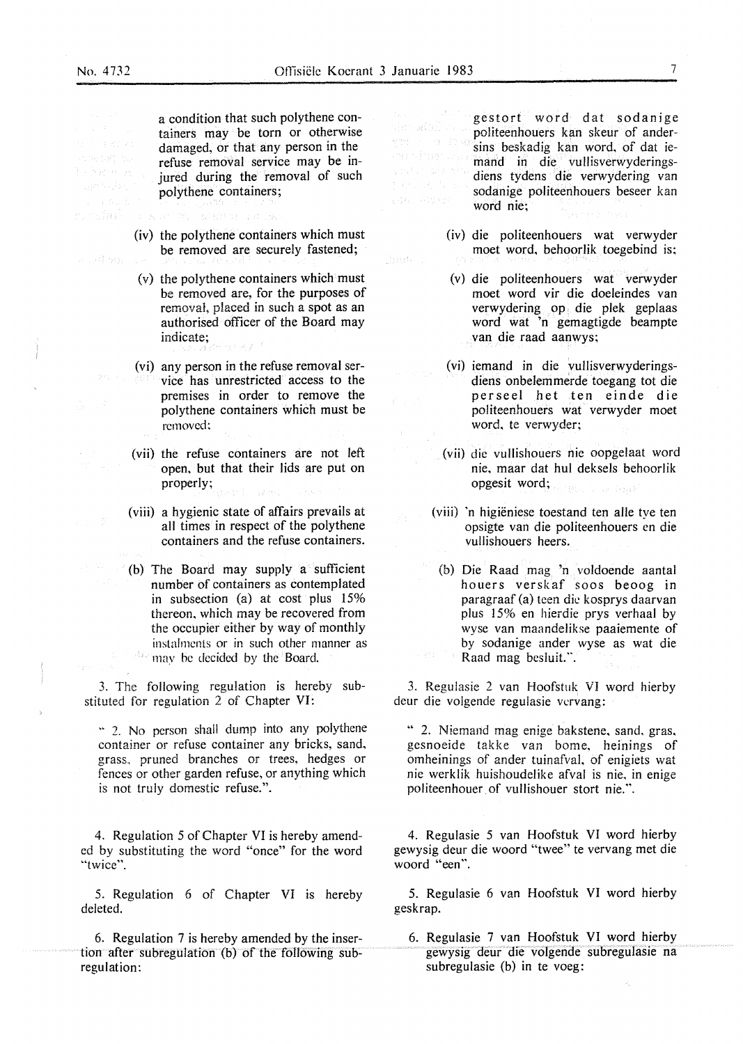a condition that such polythene containers may be torn or otherwise damaged, or that any person in the refuse removal service may be injured during the removal of such polythene containers;

(iv) the polythene containers which must be removed are securely fastened;

(v) the polythene containers which must be removed are, for the purposes of removal, placed in such a spot as an authorised officer of the Board may indicate;

(vi) any person in the refuse removal service has unrestricted access to the premises in order to remove the polythene containers which must be removed;

(vii) the refuse containers are not left open, but that their lids are put on properly;

(viii) a hygienic state of affairs prevails at all times in respect of the polythene containers and the refuse containers.

(b) The Board may supply a sufficient number of containers as contemplated in subsection (a) at cost plus 15% thereon, which may be recovered from the occupier either by way of monthly instalments or in such other manner as may be decided by the Board.

3. The following regulation is hereby substituted for regulation 2 of Chapter VI:

" 2. No person shall dump into any polythene container or refuse container any bricks, sand, grass, pruned branches or trees, hedges or fences or other garden refuse, or anything which is not truly domestic refuse.".

4. Regulation 5 of Chapter VI is hereby amended by substituting the word "once" for the word "twice".

5. Regulation 6 of Chapter VI is hereby deleted.

6. Regulation 7 is hereby amended by the insertion after subregulation (b) of the following subregulation:

gestort word dat sodanige politeenhouers kan skeur of andersins beskadig kan word, of dat iemand in die vullisverwyderingsdiens tydens die verwydering van sodanige politeenhouers beseer kan word nie;

(iv) die politeenhouers wat verwyder moet word, behoorlik toegebind is;

(v) die politeenhouers wat verwyder moet word vir die doeleindes van verwydering op die plek geplaas word wat 'n gemagtigde beampte van die raad aanwys;

(vi) iemand in die vullisverwyderingsdiens onbelemmerde toegang tot die perseel het ten einde die politeenhouers wat verwyder moet word, te verwyder;

(vii) die vullishouers nie oopgelaat word nie, maar dat hul deksels behoorlik opgesit word;

(viii) 'n higiëniese toestand ten alle tye ten opsigte van die politeenhouers en die vullishouers heers.

(b) Die Raad mag 'n voldoende aantal houers verskaf soos beoog in paragraaf (a) teen die kosprys daarvan plus 15% en hierdie prys verhaal by wyse van maandelikse paaiemente of by sodanige ander wyse as wat die Raad mag besluit.".

3. Regulasie 2 van Hoofstuk VI word hierby deur die volgende regulasie vervang:

" 2. Niemand mag enige bakstene, sand, gras, gesnoeide takke van bome, heinings of omheinings of ander tuinafval, of enigiets wat nie werklik huishoudelike afval is nie, in enige politeenhouer of vullishouer stort nie.".

4. Regulasie 5 van Hoofstuk VI word hierby gewysig deur die woord "twee" te vervang met die woord "een".

5. Regulasie 6 van Hoofstuk VI word hierby geskrap.

6. Regulasie 7 van Hoofstuk VI word hierby gewysig deur die volgende subregulasie na subregulasie (b) in te voeg: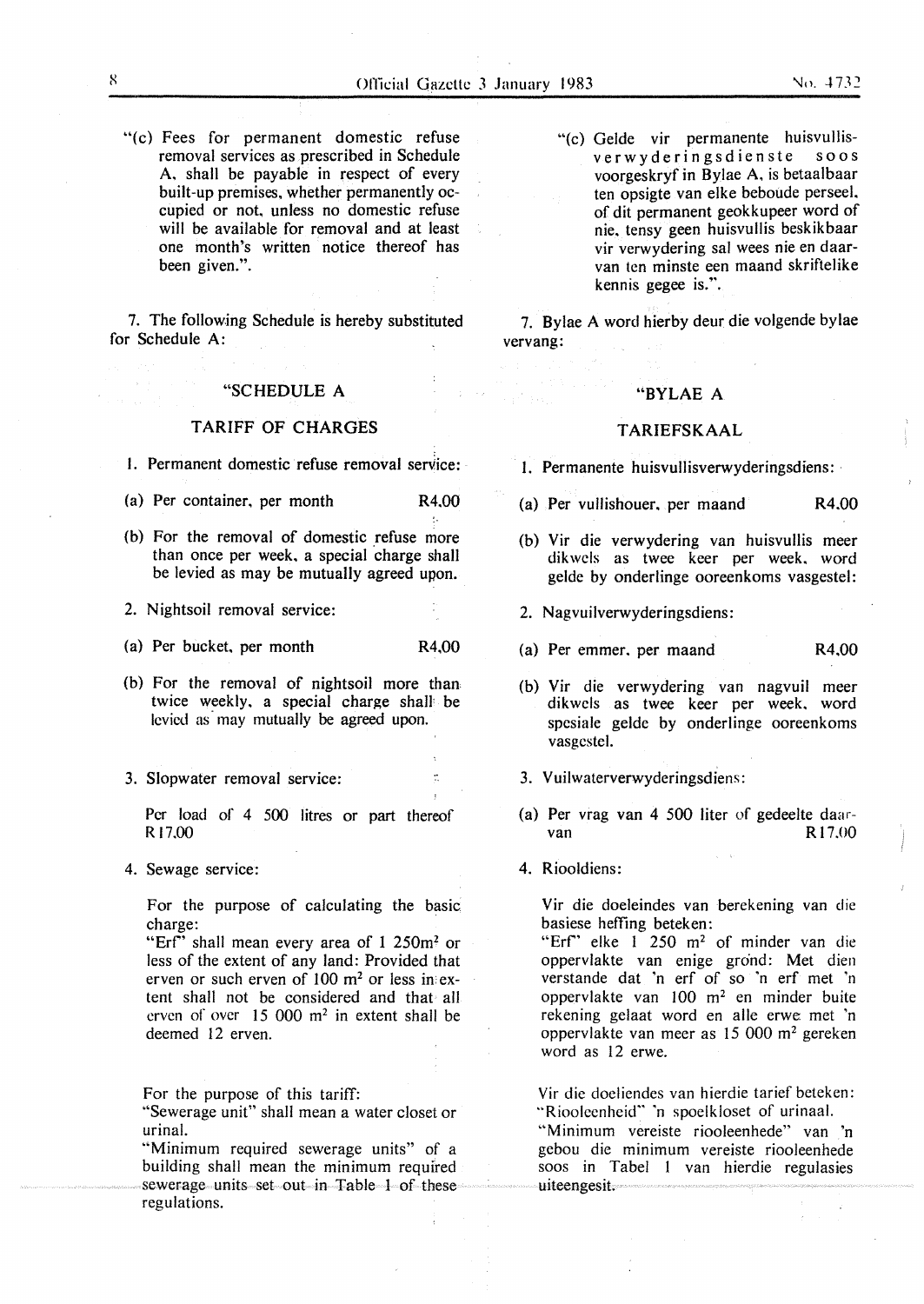"(c) Fees for permanent domestic refuse removal services as prescribed in Schedule A, shall be payable in respect of every built-up premises, whether permanently occupied or not, unless no domestic refuse will be available for removal and at least one month's written notice thereof has been given.".

7. The following Schedule is hereby substituted for Schedule A:

"SCHEDULE A

TARIFF OF CHARGES

1. Permanent domestic refuse removal service:

(a) Per container, per month R4,00

(b) For the removal of domestic refuse more than once per week, a special charge shall be levied as may be mutually agreed upon.

2. Nightsoil removal service:

(a) Per bucket, per month R4,00

(b) For the removal of nightsoil more than twice weekly, a special charge shall be levied as may mutually be agreed upon.

3. Slopwater removal service:

Per load of 4 500 litres or part thereof R17,00

4. Sewage service:

For the purpose of calculating the basic charge:
"Erf" shall mean every area of 1 250m² or less of the extent of any land: Provided that erven or such erven of 100 m² or less in extent shall not be considered and that all erven of over 15 000 m² in extent shall be deemed 12 erven.

For the purpose of this tariff:
"Sewerage unit" shall mean a water closet or urinal.
"Minimum required sewerage units" of a building shall mean the minimum required sewerage units set out in Table 1 of these regulations.

"(c) Gelde vir permanente huisvullisverwyderingsdienste soos voorgeskryf in Bylae A, is betaalbaar ten opsigte van elke beboude perseel, of dit permanent geokkupeer word of nie, tensy geen huisvullis beskikbaar vir verwydering sal wees nie en daarvan ten minste een maand skriftelike kennis gegee is.".

7. Bylae A word hierby deur die volgende bylae vervang:

"BYLAE A

TARIEFSKAAL

1. Permanente huisvullisverwyderingsdiens:

(a) Per vullishouer, per maand R4,00

(b) Vir die verwydering van huisvullis meer dikwels as twee keer per week, word gelde by onderlinge ooreenkoms vasgestel:

2. Nagvuilverwyderingsdiens:

(a) Per emmer, per maand R4,00

(b) Vir die verwydering van nagvuil meer dikwels as twee keer per week, word spesiale gelde by onderlinge ooreenkoms vasgestel.

3. Vuilwaterverwyderingsdiens:

(a) Per vrag van 4 500 liter of gedeelte daarvan R17,00

4. Riooldiens:

Vir die doeleindes van berekening van die basiese heffing beteken:
"Erf" elke 1 250 m² of minder van die oppervlakte van enige grond: Met dien verstande dat 'n erf of so 'n erf met 'n oppervlakte van 100 m² en minder buite rekening gelaat word en alle erwe met 'n oppervlakte van meer as 15 000 m² gereken word as 12 erwe.

Vir die doeliendes van hierdie tarief beteken:
"Riooleenheid" 'n spoelkloset of urinaal.
"Minimum vereiste riooleenhede" van 'n gebou die minimum vereiste riooleenhede soos in Tabel 1 van hierdie regulasies uiteengesit.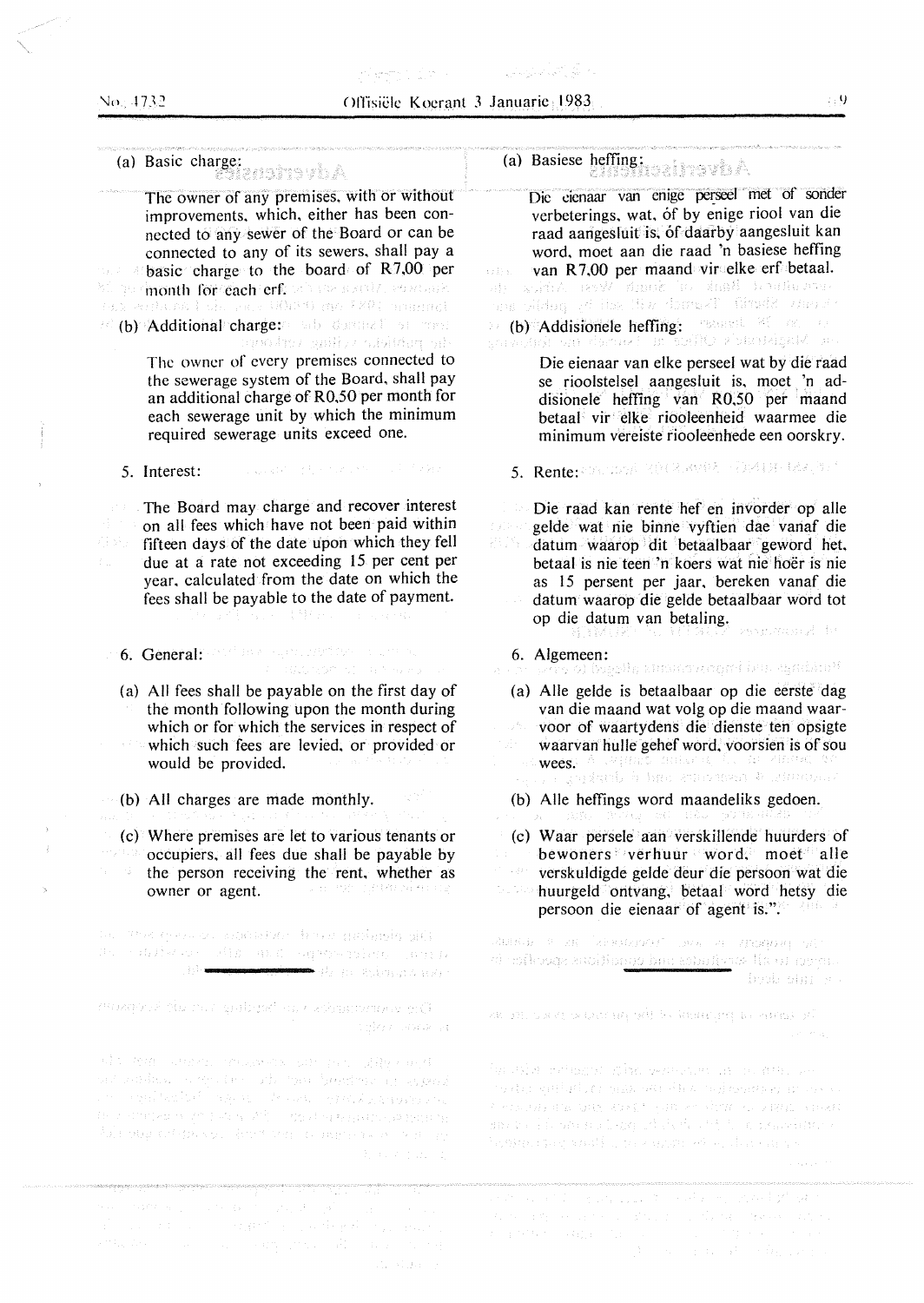(a) Basic charge:

The owner of any premises, with or without improvements, which, either has been connected to any sewer of the Board or can be connected to any of its sewers, shall pay a basic charge to the board of R7,00 per month for each erf.

(b) Additional charge:

The owner of every premises connected to the sewerage system of the Board, shall pay an additional charge of R0,50 per month for each sewerage unit by which the minimum required sewerage units exceed one.

5. Interest:

The Board may charge and recover interest on all fees which have not been paid within fifteen days of the date upon which they fell due at a rate not exceeding 15 per cent per year, calculated from the date on which the fees shall be payable to the date of payment.

6. General:

(a) All fees shall be payable on the first day of the month following upon the month during which or for which the services in respect of which such fees are levied, or provided or would be provided.

(b) All charges are made monthly.

(c) Where premises are let to various tenants or occupiers, all fees due shall be payable by the person receiving the rent, whether as owner or agent.

---

(a) Basiese heffing:

Die eienaar van enige perseel met of sonder verbeterings, wat, óf by enige riool van die raad aangesluit is, óf daarby aangesluit kan word, moet aan die raad 'n basiese heffing van R7,00 per maand vir elke erf betaal.

(b) Addisionele heffing:

Die eienaar van elke perseel wat by die raad se rioolstelsel aangesluit is, moet 'n addisionele heffing van R0,50 per maand betaal vir elke riooleenheid waarmee die minimum vereiste riooleenhede een oorskry.

5. Rente:

Die raad kan rente hef en invorder op alle gelde wat nie binne vyftien dae vanaf die datum waarop dit betaalbaar geword het, betaal is nie teen 'n koers wat nie hoër is nie as 15 persent per jaar, bereken vanaf die datum waarop die gelde betaalbaar word tot op die datum van betaling.

6. Algemeen:

(a) Alle gelde is betaalbaar op die eerste dag van die maand wat volg op die maand waarvoor of waartydens die dienste ten opsigte waarvan hulle gehef word, voorsien is of sou wees.

(b) Alle heffings word maandeliks gedoen.

(c) Waar persele aan verskillende huurders of bewoners verhuur word, moet alle verskuldigde gelde deur die persoon wat die huurgeld ontvang, betaal word hetsy die persoon die eienaar of agent is.".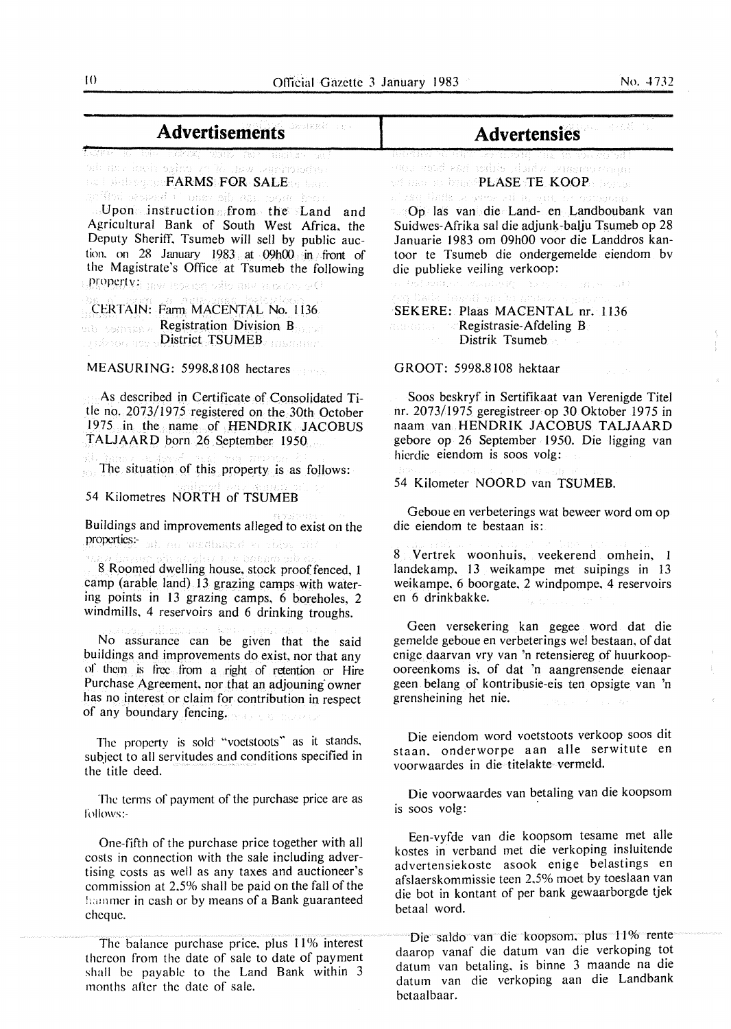# Advertisements

## FARMS FOR SALE

Upon instruction from the Land and Agricultural Bank of South West Africa, the Deputy Sheriff, Tsumeb will sell by public auction, on 28 January 1983 at 09h00 in front of the Magistrate's Office at Tsumeb the following property:

CERTAIN: Farm MACENTAL No. 1136
Registration Division B
District TSUMEB

MEASURING: 5998,8108 hectares

As described in Certificate of Consolidated Title no. 2073/1975 registered on the 30th October 1975 in the name of HENDRIK JACOBUS TALJAARD born 26 September 1950.

The situation of this property is as follows:

54 Kilometres NORTH of TSUMEB

Buildings and improvements alleged to exist on the properties:-

8 Roomed dwelling house, stock proof fenced, 1 camp (arable land) 13 grazing camps with watering points in 13 grazing camps, 6 boreholes, 2 windmills, 4 reservoirs and 6 drinking troughs.

No assurance can be given that the said buildings and improvements do exist, nor that any of them is free from a right of retention or Hire Purchase Agreement, nor that an adjouning owner has no interest or claim for contribution in respect of any boundary fencing.

The property is sold "voetstoots" as it stands, subject to all servitudes and conditions specified in the title deed.

The terms of payment of the purchase price are as follows:-

One-fifth of the purchase price together with all costs in connection with the sale including advertising costs as well as any taxes and auctioneer's commission at 2.5% shall be paid on the fall of the hammer in cash or by means of a Bank guaranteed cheque.

The balance purchase price, plus 11% interest thereon from the date of sale to date of payment shall be payable to the Land Bank within 3 months after the date of sale.

# Advertensies

## PLASE TE KOOP

Op las van die Land- en Landboubank van Suidwes-Afrika sal die adjunk-balju Tsumeb op 28 Januarie 1983 om 09h00 voor die Landdros kantoor te Tsumeb die ondergemelde eiendom by die publieke veiling verkoop:

SEKERE: Plaas MACENTAL nr. 1136
Registrasie-Afdeling B
Distrik Tsumeb

GROOT: 5998,8108 hektaar

Soos beskryf in Sertifikaat van Verenigde Titel nr. 2073/1975 geregistreer op 30 Oktober 1975 in naam van HENDRIK JACOBUS TALJAARD gebore op 26 September 1950. Die ligging van hierdie eiendom is soos volg:

54 Kilometer NOORD van TSUMEB.

Geboue en verbeterings wat beweer word om op die eiendom te bestaan is:

8 Vertrek woonhuis, veekerend omhein, 1 landekamp, 13 weikampe met suipings in 13 weikampe, 6 boorgate, 2 windpompe, 4 reservoirs en 6 drinkbakke.

Geen versekering kan gegee word dat die gemelde geboue en verbeterings wel bestaan, of dat enige daarvan vry van 'n retensiereg of huurkoopooreenkoms is, of dat 'n aangrensende eienaar geen belang of kontribusie-eis ten opsigte van 'n grensheining het nie.

Die eiendom word voetstoots verkoop soos dit staan, onderworpe aan alle serwitute en voorwaardes in die titelakte vermeld.

Die voorwaardes van betaling van die koopsom is soos volg:

Een-vyfde van die koopsom tesame met alle kostes in verband met die verkoping insluitende advertensiekoste asook enige belastings en afslaerskommissie teen 2.5% moet by toeslaan van die bot in kontant of per bank gewaarborgde tjek betaal word.

Die saldo van die koopsom, plus 11% rente daarop vanaf die datum van die verkoping tot datum van betaling, is binne 3 maande na die datum van die verkoping aan die Landbank betaalbaar.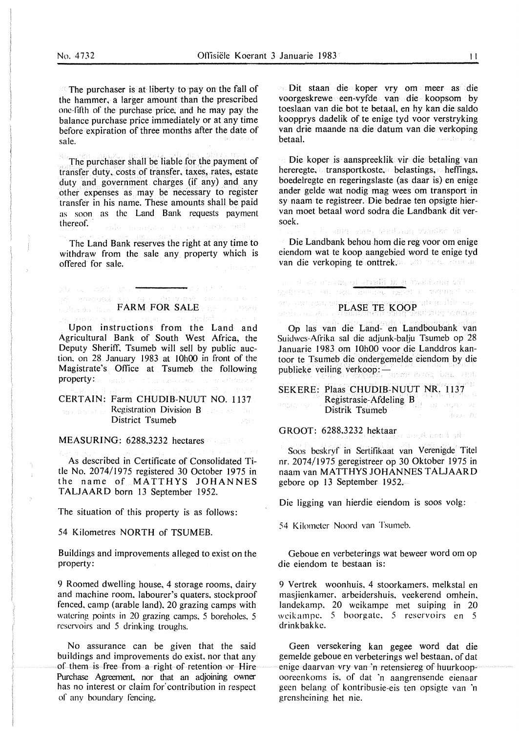The purchaser is at liberty to pay on the fall of the hammer, a larger amount than the prescribed one-fifth of the purchase price, and he may pay the balance purchase price immediately or at any time before expiration of three months after the date of sale.

The purchaser shall be liable for the payment of transfer duty, costs of transfer, taxes, rates, estate duty and government charges (if any) and any other expenses as may be necessary to register transfer in his name. These amounts shall be paid as soon as the Land Bank requests payment thereof.

The Land Bank reserves the right at any time to withdraw from the sale any property which is offered for sale.

## FARM FOR SALE

Upon instructions from the Land and Agricultural Bank of South West Africa, the Deputy Sheriff, Tsumeb will sell by public auction, on 28 January 1983 at 10h00 in front of the Magistrate's Office at Tsumeb the following property:

CERTAIN: Farm CHUDIB-NUUT NO. 1137
Registration Division B
District Tsumeb

MEASURING: 6288,3232 hectares

As described in Certificate of Consolidated Title No. 2074/1975 registered 30 October 1975 in the name of MATTHYS JOHANNES TALJAARD born 13 September 1952.

The situation of this property is as follows:

54 Kilometres NORTH of TSUMEB.

Buildings and improvements alleged to exist on the property:

9 Roomed dwelling house, 4 storage rooms, dairy and machine room, labourer's quaters, stockproof fenced, camp (arable land), 20 grazing camps with watering points in 20 grazing camps, 5 boreholes, 5 reservoirs and 5 drinking troughs.

No assurance can be given that the said buildings and improvements do exist, nor that any of them is free from a right of retention or Hire Purchase Agreement, nor that an adjoining owner has no interest or claim for contribution in respect of any boundary fencing.

Dit staan die koper vry om meer as die voorgeskrewe een-vyfde van die koopsom by toeslaan van die bot te betaal, en hy kan die saldo koopprys dadelik of te enige tyd voor verstryking van drie maande na die datum van die verkoping betaal.

Die koper is aanspreeklik vir die betaling van hereregte, transportkoste, belastings, heffings, boedelregte en regeringslaste (as daar is) en enige ander gelde wat nodig mag wees om transport in sy naam te registreer. Die bedrae ten opsigte hiervan moet betaal word sodra die Landbank dit versoek.

Die Landbank behou hom die reg voor om enige eiendom wat te koop aangebied word te enige tyd van die verkoping te onttrek.

## PLASE TE KOOP

Op las van die Land- en Landboubank van Suidwes-Afrika sal die adjunk-balju Tsumeb op 28 Januarie 1983 om 10h00 voor die Landdros kantoor te Tsumeb die ondergemelde eiendom by die publieke veiling verkoop: —

SEKERE: Plaas CHUDIB-NUUT NR. 1137
Registrasie-Afdeling B
Distrik Tsumeb

GROOT: 6288,3232 hektaar

Soos beskryf in Sertifikaat van Verenigde Titel nr. 2074/1975 geregistreer op 30 Oktober 1975 in naam van MATTHYS JOHANNES TALJAARD gebore op 13 September 1952.

Die ligging van hierdie eiendom is soos volg:

54 Kilometer Noord van Tsumeb.

Geboue en verbeterings wat beweer word om op die eiendom te bestaan is:

9 Vertrek woonhuis, 4 stoorkamers, melkstal en masjienkamer, arbeidershuis, veekerend omhein, landekamp, 20 weikampe met suiping in 20 weikampe, 5 boorgate, 5 reservoirs en 5 drinkbakke.

Geen versekering kan gegee word dat die gemelde geboue en verbeterings wel bestaan, of dat enige daarvan vry van 'n retensiereg of huurkoopooreenkoms is, of dat 'n aangrensende eienaar geen belang of kontribusie-eis ten opsigte van 'n grensheining het nie.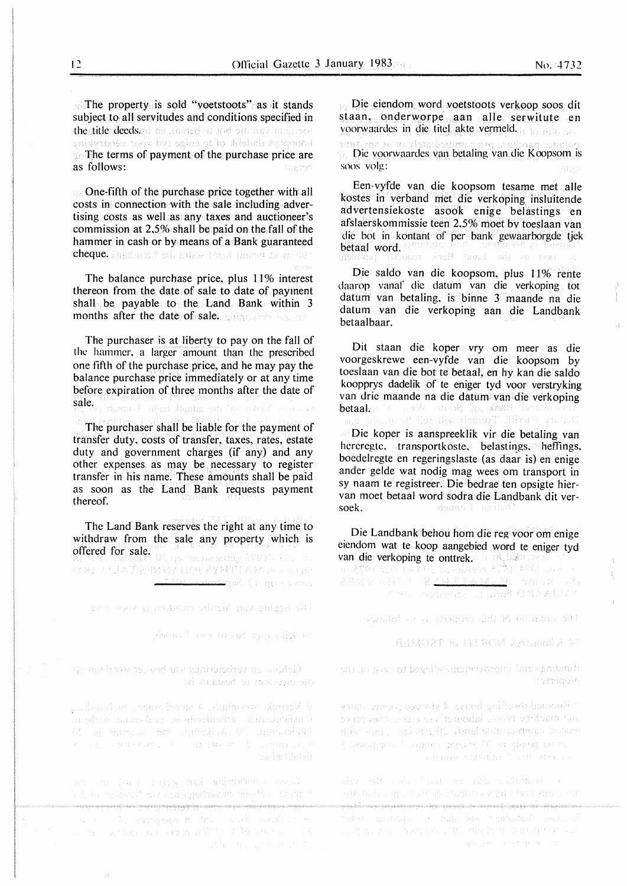The property is sold "voetstoots" as it stands subject to all servitudes and conditions specified in the title deeds.

The terms of payment of the purchase price are as follows:

One-fifth of the purchase price together with all costs in connection with the sale including advertising costs as well as any taxes and auctioneer's commission at 2,5% shall be paid on the fall of the hammer in cash or by means of a Bank guaranteed cheque.

The balance purchase price, plus 11% interest thereon from the date of sale to date of payment shall be payable to the Land Bank within 3 months after the date of sale.

The purchaser is at liberty to pay on the fall of the hammer, a larger amount than the prescribed one fifth of the purchase price, and he may pay the balance purchase price immediately or at any time before expiration of three months after the date of sale.

The purchaser shall be liable for the payment of transfer duty, costs of transfer, taxes, rates, estate duty and government charges (if any) and any other expenses as may be necessary to register transfer in his name. These amounts shall be paid as soon as the Land Bank requests payment thereof.

The Land Bank reserves the right at any time to withdraw from the sale any property which is offered for sale.

---

Die eiendom word voetstoots verkoop soos dit staan, onderworpe aan alle serwitute en voorwaardes in die titel akte vermeld.

Die voorwaardes van betaling van die Koopsom is soos volg:

Een-vyfde van die koopsom tesame met alle kostes in verband met die verkoping insluitende advertensiekoste asook enige belastings en afslaerskommissie teen 2,5% moet by toeslaan van die bot in kontant of per bank gewaarborgde tjek betaal word.

Die saldo van die koopsom, plus 11% rente daarop vanaf die datum van die verkoping tot datum van betaling, is binne 3 maande na die datum van die verkoping aan die Landbank betaalbaar.

Dit staan die koper vry om meer as die voorgeskrewe een-vyfde van die koopsom by toeslaan van die bot te betaal, en hy kan die saldo koopprys dadelik of te eniger tyd voor verstryking van drie maande na die datum van die verkoping betaal.

Die koper is aanspreeklik vir die betaling van hereregte, transportkoste, belastings, heffings, boedelregte en regeringslaste (as daar is) en enige ander gelde wat nodig mag wees om transport in sy naam te registreer. Die bedrae ten opsigte hiervan moet betaal word sodra die Landbank dit versoek.

Die Landbank behou hom die reg voor om enige eiendom wat te koop aangebied word te eniger tyd van die verkoping te onttrek.